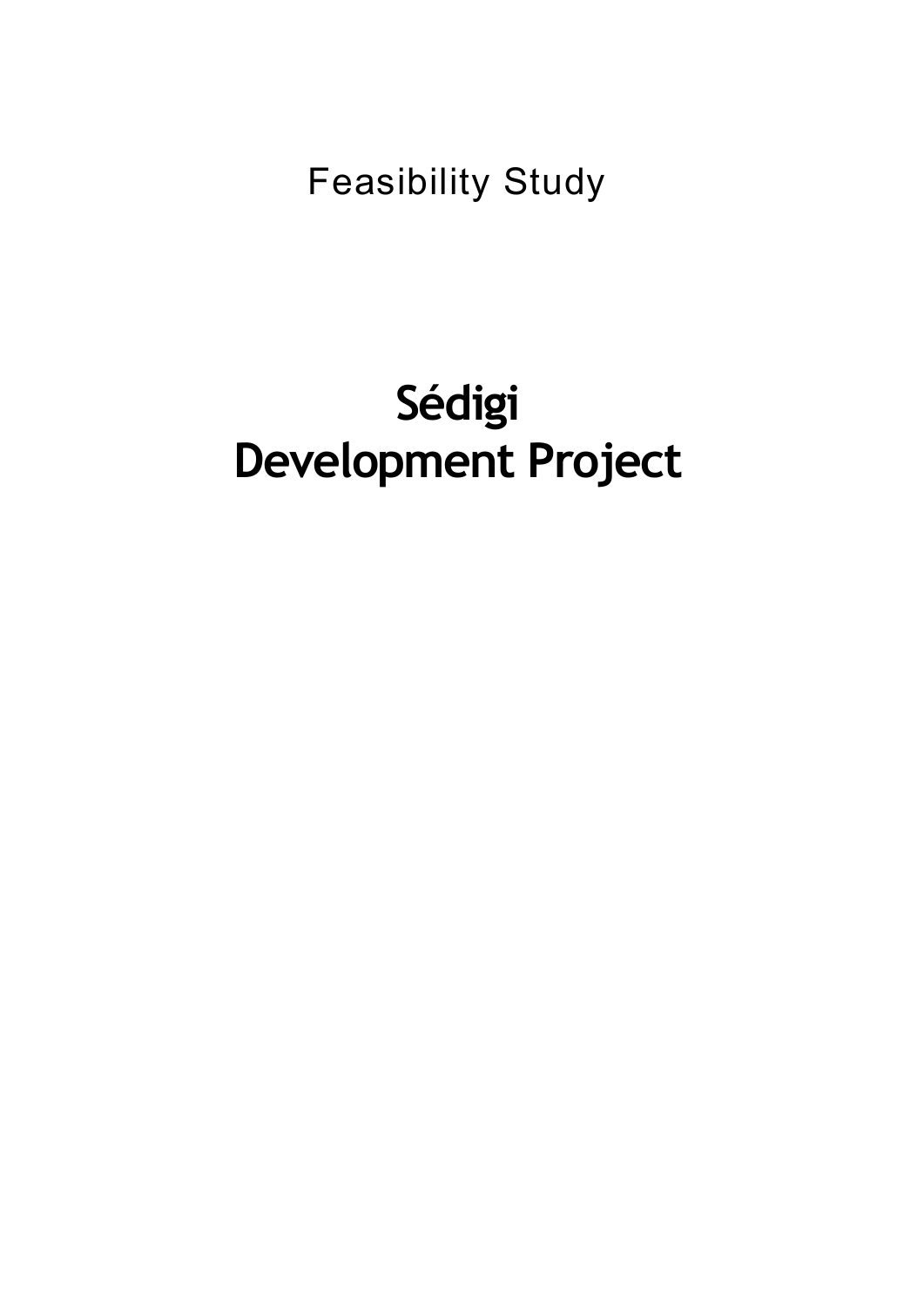Feasibility Study

# Sédigi Development Project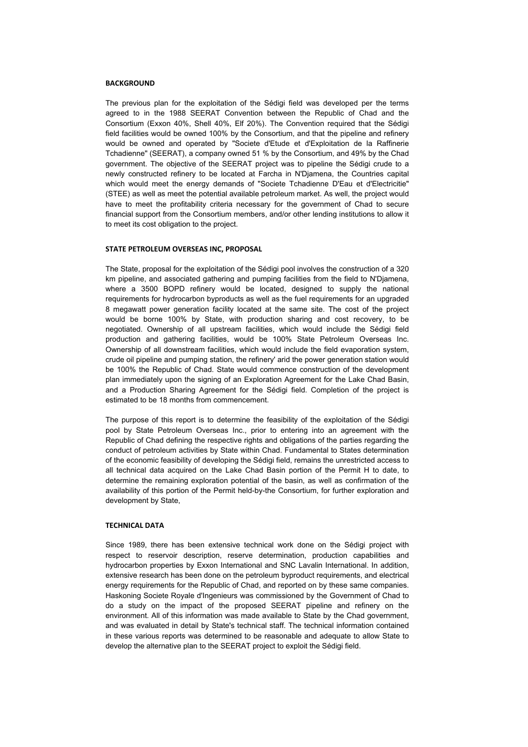## BACKGROUND

The previous plan for the exploitation of the Sédigi field was developed per the terms agreed to in the 1988 SEERAT Convention between the Republic of Chad and the Consortium (Exxon 40%, Shell 40%, Elf 20%). The Convention required that the Sédigi field facilities would be owned 100% by the Consortium, and that the pipeline and refinery would be owned and operated by "Societe d'Etude et d'Exploitation de la Raffinerie Tchadienne" (SEERAT), a company owned 51 % by the Consortium, and 49% by the Chad government. The objective of the SEERAT project was to pipeline the Sédigi crude to a newly constructed refinery to be located at Farcha in N'Djamena, the Countries capital which would meet the energy demands of "Societe Tchadienne D'Eau et d'Electricitie" (STEE) as well as meet the potential available petroleum market. As well, the project would have to meet the profitability criteria necessary for the government of Chad to secure financial support from the Consortium members, and/or other lending institutions to allow it to meet its cost obligation to the project.

## STATE PETROLEUM OVERSEAS INC, PROPOSAL

The State, proposal for the exploitation of the Sédigi pool involves the construction of a 320 km pipeline, and associated gathering and pumping facilities from the field to N'Djamena, where a 3500 BOPD refinery would be located, designed to supply the national requirements for hydrocarbon byproducts as well as the fuel requirements for an upgraded 8 megawatt power generation facility located at the same site. The cost of the project would be borne 100% by State, with production sharing and cost recovery, to be negotiated. Ownership of all upstream facilities, which would include the Sédigi field production and gathering facilities, would be 100% State Petroleum Overseas Inc. Ownership of all downstream facilities, which would include the field evaporation system, crude oil pipeline and pumping station, the refinery' arid the power generation station would be 100% the Republic of Chad. State would commence construction of the development plan immediately upon the signing of an Exploration Agreement for the Lake Chad Basin, and a Production Sharing Agreement for the Sédigi field. Completion of the project is estimated to be 18 months from commencement.

The purpose of this report is to determine the feasibility of the exploitation of the Sédigi pool by State Petroleum Overseas Inc., prior to entering into an agreement with the Republic of Chad defining the respective rights and obligations of the parties regarding the conduct of petroleum activities by State within Chad. Fundamental to States determination of the economic feasibility of developing the Sédigi field, remains the unrestricted access to all technical data acquired on the Lake Chad Basin portion of the Permit H to date, to determine the remaining exploration potential of the basin, as well as confirmation of the availability of this portion of the Permit held-by-the Consortium, for further exploration and development by State,

## TECHNICAL DATA

Since 1989, there has been extensive technical work done on the Sédigi project with respect to reservoir description, reserve determination, production capabilities and hydrocarbon properties by Exxon International and SNC Lavalin International. In addition, extensive research has been done on the petroleum byproduct requirements, and electrical energy requirements for the Republic of Chad, and reported on by these same companies. Haskoning Societe Royale d'Ingenieurs was commissioned by the Government of Chad to do a study on the impact of the proposed SEERAT pipeline and refinery on the environment. All of this information was made available to State by the Chad government, and was evaluated in detail by State's technical staff. The technical information contained in these various reports was determined to be reasonable and adequate to allow State to develop the alternative plan to the SEERAT project to exploit the Sédigi field.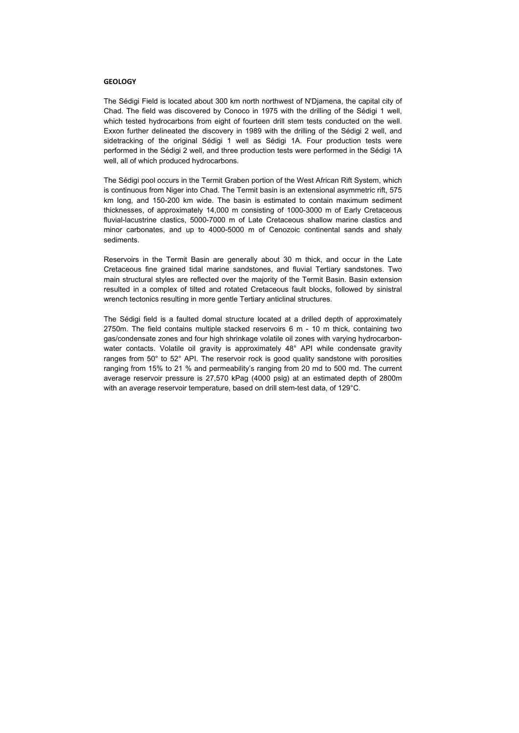**GEOLOGY**

The Sédigi Field is located about 300 km north northwest of N'Djamena, the capital city of Chad. The field was discovered by Conoco in 1975 with the drilling of the Sédigi 1 well, which tested hydrocarbons from eight of fourteen drill stem tests conducted on the well. Exxon further delineated the discovery in 1989 with the drilling of the Sédigi 2 well, and sidetracking of the original Sédigi 1 well as Sédigi 1A. Four production tests were performed in the Sédigi 2 well, and three production tests were performed in the Sédigi 1A well, all of which produced hydrocarbons.

The Sédigi pool occurs in the Termit Graben portion of the West African Rift System, which is continuous from Niger into Chad. The Termit basin is an extensional asymmetric rift, 575 km long, and 150-200 km wide. The basin is estimated to contain maximum sediment thicknesses, of approximately 14,000 m consisting of 1000-3000 m of Early Cretaceous fluvial-lacustrine clastics, 5000-7000 m of Late Cretaceous shallow marine clastics and minor carbonates, and up to 4000-5000 m of Cenozoic continental sands and shaly sediments.

Reservoirs in the Termit Basin are generally about 30 m thick, and occur in the Late Cretaceous fine grained tidal marine sandstones, and fluvial Tertiary sandstones. Two main structural styles are reflected over the majority of the Termit Basin. Basin extension resulted in a complex of tilted and rotated Cretaceous fault blocks, followed by sinistral wrench tectonics resulting in more gentle Tertiary anticlinal structures.

The Sédigi field is a faulted domal structure located at a drilled depth of approximately 2750m. The field contains multiple stacked reservoirs 6 m - 10 m thick, containing two gas/condensate zones and four high shrinkage volatile oil zones with varying hydrocarbon-water contacts. Volatile oil gravity is approximately 48° API while condensate gravity ranges from 50° to 52° API. The reservoir rock is good quality sandstone with porosities ranging from 15% to 21 % and permeability's ranging from 20 md to 500 md. The current average reservoir pressure is 27,570 kPag (4000 psig) at an estimated depth of 2800m with an average reservoir temperature, based on drill stem-test data, of 129°C.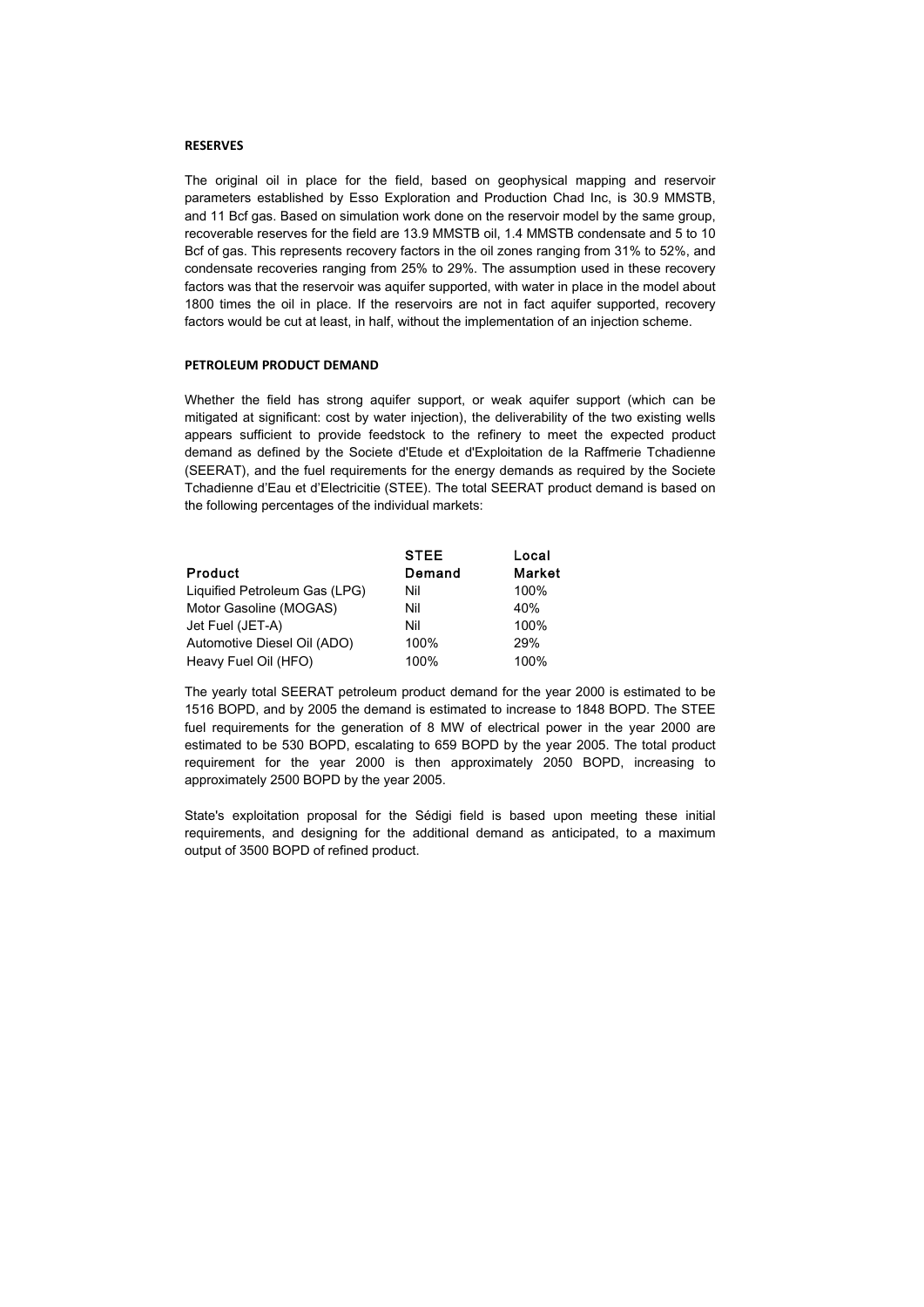## RESERVES

The original oil in place for the field, based on geophysical mapping and reservoir parameters established by Esso Exploration and Production Chad Inc, is 30.9 MMSTB, and 11 Bcf gas. Based on simulation work done on the reservoir model by the same group, recoverable reserves for the field are 13.9 MMSTB oil, 1.4 MMSTB condensate and 5 to 10 Bcf of gas. This represents recovery factors in the oil zones ranging from 31% to 52%, and condensate recoveries ranging from 25% to 29%. The assumption used in these recovery factors was that the reservoir was aquifer supported, with water in place in the model about 1800 times the oil in place. If the reservoirs are not in fact aquifer supported, recovery factors would be cut at least, in half, without the implementation of an injection scheme.

## PETROLEUM PRODUCT DEMAND

Whether the field has strong aquifer support, or weak aquifer support (which can be mitigated at significant: cost by water injection), the deliverability of the two existing wells appears sufficient to provide feedstock to the refinery to meet the expected product demand as defined by the Societe d'Etude et d'Exploitation de la Raffmerie Tchadienne (SEERAT), and the fuel requirements for the energy demands as required by the Societe Tchadienne d'Eau et d'Electricitie (STEE). The total SEERAT product demand is based on the following percentages of the individual markets:

| Product | STEE Demand | Local Market |
|---|---|---|
| Liquified Petroleum Gas (LPG) | Nil | 100% |
| Motor Gasoline (MOGAS) | Nil | 40% |
| Jet Fuel (JET-A) | Nil | 100% |
| Automotive Diesel Oil (ADO) | 100% | 29% |
| Heavy Fuel Oil (HFO) | 100% | 100% |

The yearly total SEERAT petroleum product demand for the year 2000 is estimated to be 1516 BOPD, and by 2005 the demand is estimated to increase to 1848 BOPD. The STEE fuel requirements for the generation of 8 MW of electrical power in the year 2000 are estimated to be 530 BOPD, escalating to 659 BOPD by the year 2005. The total product requirement for the year 2000 is then approximately 2050 BOPD, increasing to approximately 2500 BOPD by the year 2005.

State's exploitation proposal for the Sédigi field is based upon meeting these initial requirements, and designing for the additional demand as anticipated, to a maximum output of 3500 BOPD of refined product.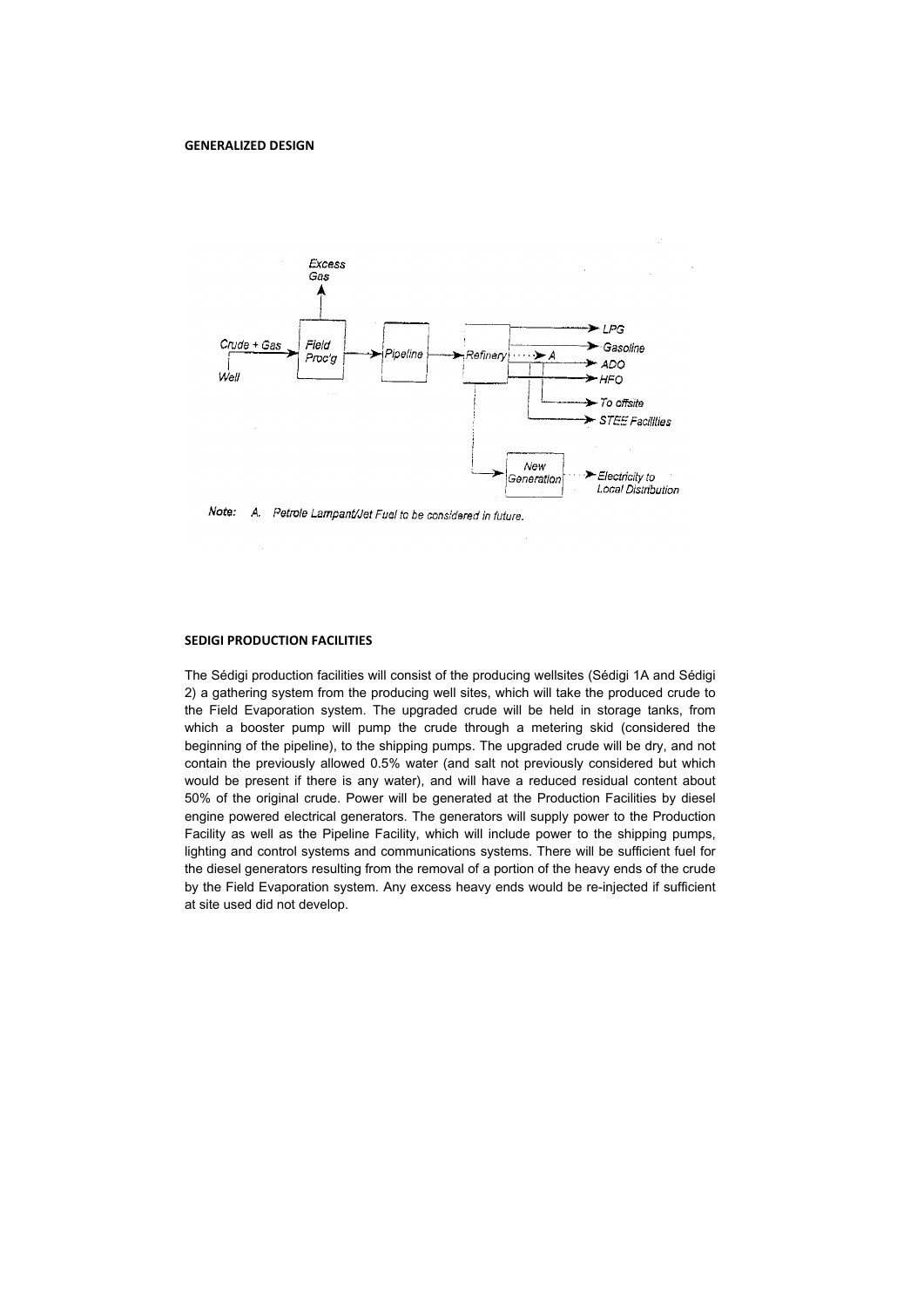**GENERALIZED DESIGN**

Excess Gas

Crude + Gas → Field Proc'g → Pipeline → Refinery → LPG, Gasoline, A, ADO, HFO, To offsite, STEE Facilities

Well

New Generation → Electricity to Local Distribution

Note: A. Petrole Lampant/Jet Fuel to be considered in future.

**SEDIGI PRODUCTION FACILITIES**

The Sédigi production facilities will consist of the producing wellsites (Sédigi 1A and Sédigi 2) a gathering system from the producing well sites, which will take the produced crude to the Field Evaporation system. The upgraded crude will be held in storage tanks, from which a booster pump will pump the crude through a metering skid (considered the beginning of the pipeline), to the shipping pumps. The upgraded crude will be dry, and not contain the previously allowed 0.5% water (and salt not previously considered but which would be present if there is any water), and will have a reduced residual content about 50% of the original crude. Power will be generated at the Production Facilities by diesel engine powered electrical generators. The generators will supply power to the Production Facility as well as the Pipeline Facility, which will include power to the shipping pumps, lighting and control systems and communications systems. There will be sufficient fuel for the diesel generators resulting from the removal of a portion of the heavy ends of the crude by the Field Evaporation system. Any excess heavy ends would be re-injected if sufficient at site used did not develop.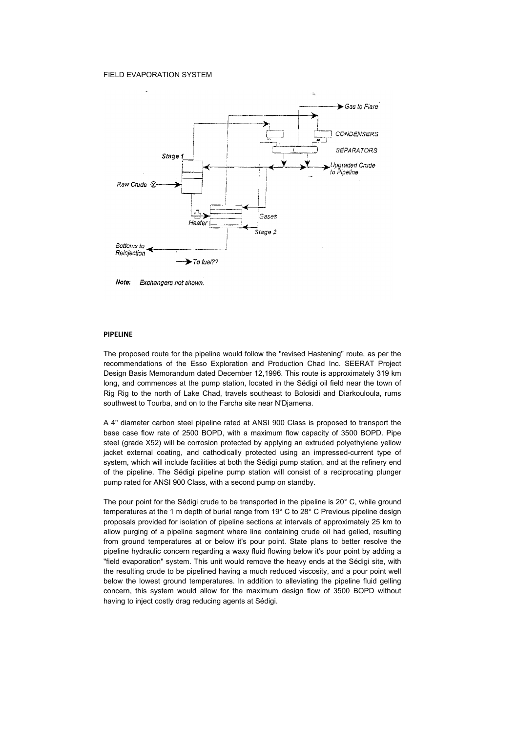FIELD EVAPORATION SYSTEM

Note: Exchangers not shown.

## PIPELINE

The proposed route for the pipeline would follow the "revised Hastening" route, as per the recommendations of the Esso Exploration and Production Chad Inc. SEERAT Project Design Basis Memorandum dated December 12,1996. This route is approximately 319 km long, and commences at the pump station, located in the Sédigi oil field near the town of Rig Rig to the north of Lake Chad, travels southeast to Bolosidi and Diarkouloula, rums southwest to Tourba, and on to the Farcha site near N'Djamena.

A 4" diameter carbon steel pipeline rated at ANSI 900 Class is proposed to transport the base case flow rate of 2500 BOPD, with a maximum flow capacity of 3500 BOPD. Pipe steel (grade X52) will be corrosion protected by applying an extruded polyethylene yellow jacket external coating, and cathodically protected using an impressed-current type of system, which will include facilities at both the Sédigi pump station, and at the refinery end of the pipeline. The Sédigi pipeline pump station will consist of a reciprocating plunger pump rated for ANSI 900 Class, with a second pump on standby.

The pour point for the Sédigi crude to be transported in the pipeline is 20° C, while ground temperatures at the 1 m depth of burial range from 19° C to 28° C Previous pipeline design proposals provided for isolation of pipeline sections at intervals of approximately 25 km to allow purging of a pipeline segment where line containing crude oil had gelled, resulting from ground temperatures at or below it's pour point. State plans to better resolve the pipeline hydraulic concern regarding a waxy fluid flowing below it's pour point by adding a "field evaporation" system. This unit would remove the heavy ends at the Sédigi site, with the resulting crude to be pipelined having a much reduced viscosity, and a pour point well below the lowest ground temperatures. In addition to alleviating the pipeline fluid gelling concern, this system would allow for the maximum design flow of 3500 BOPD without having to inject costly drag reducing agents at Sédigi.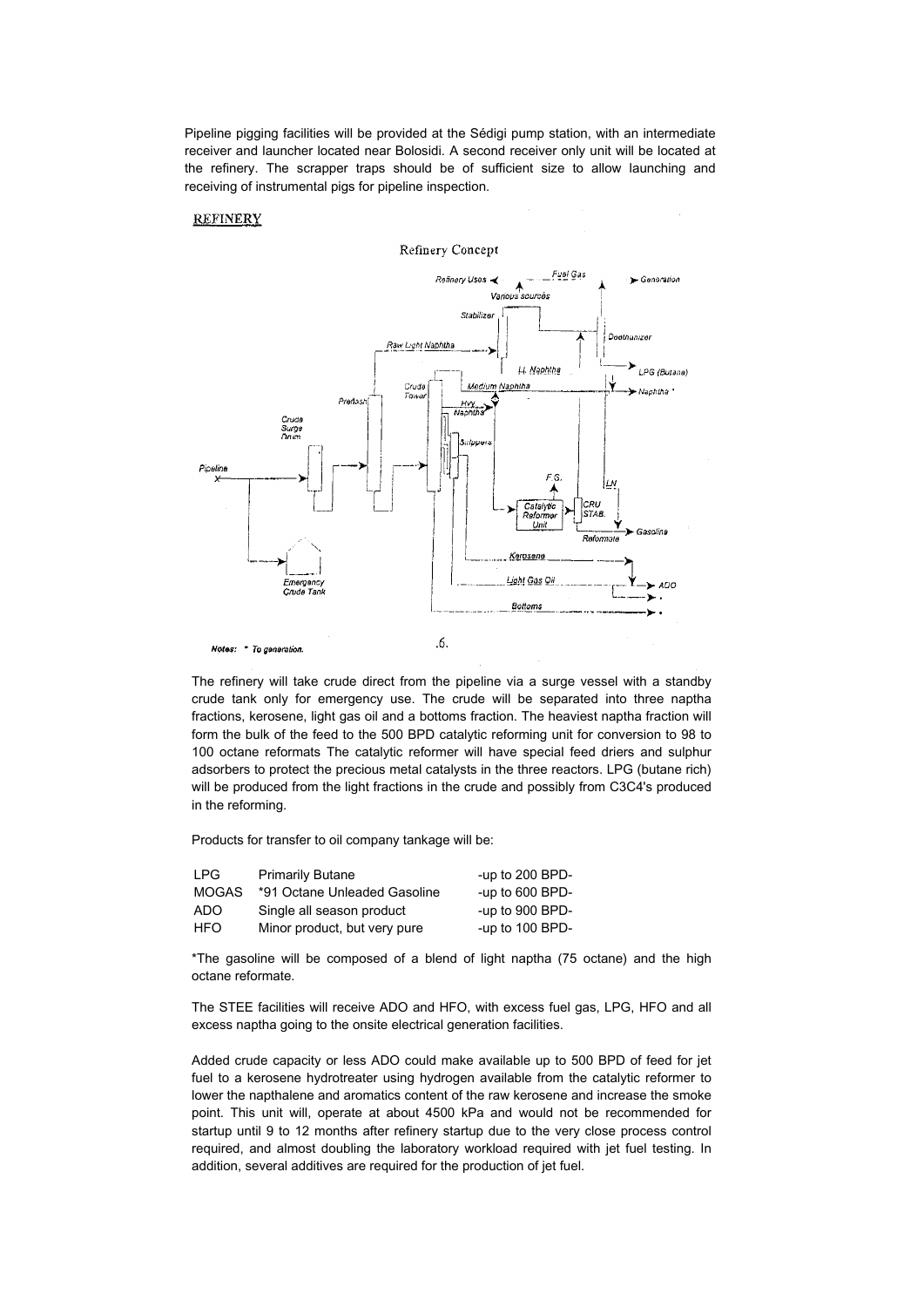Pipeline pigging facilities will be provided at the Sédigi pump station, with an intermediate receiver and launcher located near Bolosidi. A second receiver only unit will be located at the refinery. The scrapper traps should be of sufficient size to allow launching and receiving of instrumental pigs for pipeline inspection.

## REFINERY

Refinery Concept

Refinery Uses — Fuel Gas — Generation
Various sources
Stabilizer
Raw Light Naphtha
Debutanizer
Lt. Naphtha
LPG (Butane)
Crude Tower
Medium Naphtha
Naphtha *
Prefash
Hvy Naphtha
Crude Surge Drum
Strippers
Pipeline
F.G.
LN
Catalytic Reformer Unit
CRU STAB.
Gasoline
Reformate
Emergency Crude Tank
Kerosene
Light Gas Oil
ADO
Bottoms

Notes: * To generation.

.6.

The refinery will take crude direct from the pipeline via a surge vessel with a standby crude tank only for emergency use. The crude will be separated into three naptha fractions, kerosene, light gas oil and a bottoms fraction. The heaviest naptha fraction will form the bulk of the feed to the 500 BPD catalytic reforming unit for conversion to 98 to 100 octane reformats The catalytic reformer will have special feed driers and sulphur adsorbers to protect the precious metal catalysts in the three reactors. LPG (butane rich) will be produced from the light fractions in the crude and possibly from C3C4's produced in the reforming.

Products for transfer to oil company tankage will be:

| LPG | Primarily Butane | -up to 200 BPD- |
|---|---|---|
| MOGAS | *91 Octane Unleaded Gasoline | -up to 600 BPD- |
| ADO | Single all season product | -up to 900 BPD- |
| HFO | Minor product, but very pure | -up to 100 BPD- |

*The gasoline will be composed of a blend of light naptha (75 octane) and the high octane reformate.

The STEE facilities will receive ADO and HFO, with excess fuel gas, LPG, HFO and all excess naptha going to the onsite electrical generation facilities.

Added crude capacity or less ADO could make available up to 500 BPD of feed for jet fuel to a kerosene hydrotreater using hydrogen available from the catalytic reformer to lower the napthalene and aromatics content of the raw kerosene and increase the smoke point. This unit will, operate at about 4500 kPa and would not be recommended for startup until 9 to 12 months after refinery startup due to the very close process control required, and almost doubling the laboratory workload required with jet fuel testing. In addition, several additives are required for the production of jet fuel.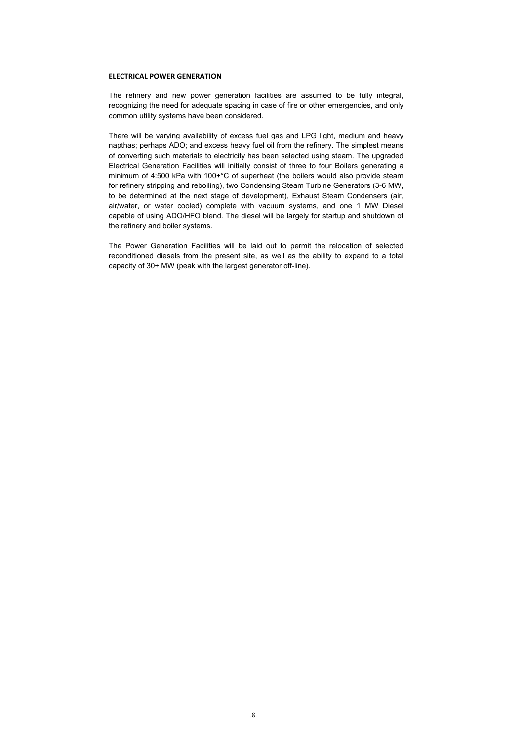**ELECTRICAL POWER GENERATION**

The refinery and new power generation facilities are assumed to be fully integral, recognizing the need for adequate spacing in case of fire or other emergencies, and only common utility systems have been considered.

There will be varying availability of excess fuel gas and LPG light, medium and heavy napthas; perhaps ADO; and excess heavy fuel oil from the refinery. The simplest means of converting such materials to electricity has been selected using steam. The upgraded Electrical Generation Facilities will initially consist of three to four Boilers generating a minimum of 4:500 kPa with 100+°C of superheat (the boilers would also provide steam for refinery stripping and reboiling), two Condensing Steam Turbine Generators (3-6 MW, to be determined at the next stage of development), Exhaust Steam Condensers (air, air/water, or water cooled) complete with vacuum systems, and one 1 MW Diesel capable of using ADO/HFO blend. The diesel will be largely for startup and shutdown of the refinery and boiler systems.

The Power Generation Facilities will be laid out to permit the relocation of selected reconditioned diesels from the present site, as well as the ability to expand to a total capacity of 30+ MW (peak with the largest generator off-line).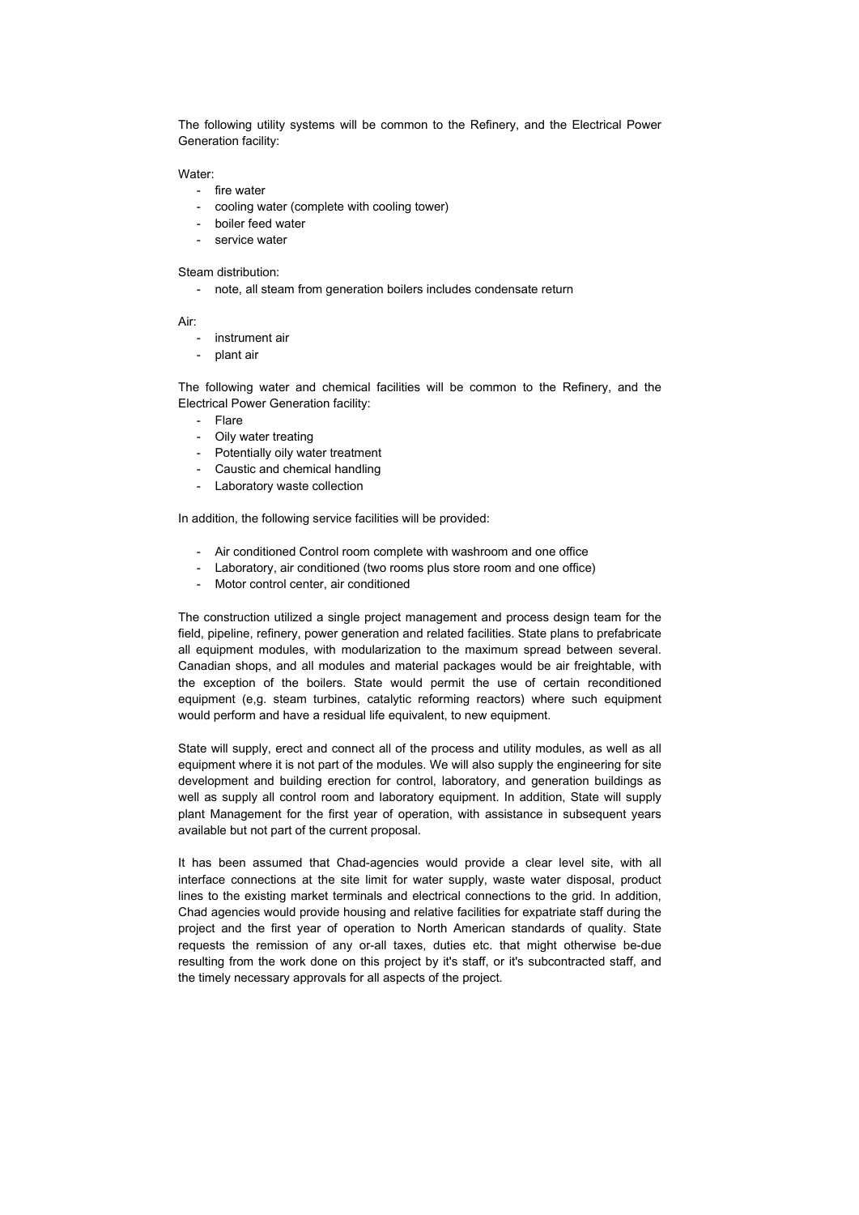The following utility systems will be common to the Refinery, and the Electrical Power Generation facility:

Water:

- fire water
- cooling water (complete with cooling tower)
- boiler feed water
- service water

Steam distribution:

- note, all steam from generation boilers includes condensate return

Air:

- instrument air
- plant air

The following water and chemical facilities will be common to the Refinery, and the Electrical Power Generation facility:

- Flare
- Oily water treating
- Potentially oily water treatment
- Caustic and chemical handling
- Laboratory waste collection

In addition, the following service facilities will be provided:

- Air conditioned Control room complete with washroom and one office
- Laboratory, air conditioned (two rooms plus store room and one office)
- Motor control center, air conditioned

The construction utilized a single project management and process design team for the field, pipeline, refinery, power generation and related facilities. State plans to prefabricate all equipment modules, with modularization to the maximum spread between several. Canadian shops, and all modules and material packages would be air freightable, with the exception of the boilers. State would permit the use of certain reconditioned equipment (e,g. steam turbines, catalytic reforming reactors) where such equipment would perform and have a residual life equivalent, to new equipment.

State will supply, erect and connect all of the process and utility modules, as well as all equipment where it is not part of the modules. We will also supply the engineering for site development and building erection for control, laboratory, and generation buildings as well as supply all control room and laboratory equipment. In addition, State will supply plant Management for the first year of operation, with assistance in subsequent years available but not part of the current proposal.

It has been assumed that Chad-agencies would provide a clear level site, with all interface connections at the site limit for water supply, waste water disposal, product lines to the existing market terminals and electrical connections to the grid. In addition, Chad agencies would provide housing and relative facilities for expatriate staff during the project and the first year of operation to North American standards of quality. State requests the remission of any or-all taxes, duties etc. that might otherwise be-due resulting from the work done on this project by it's staff, or it's subcontracted staff, and the timely necessary approvals for all aspects of the project.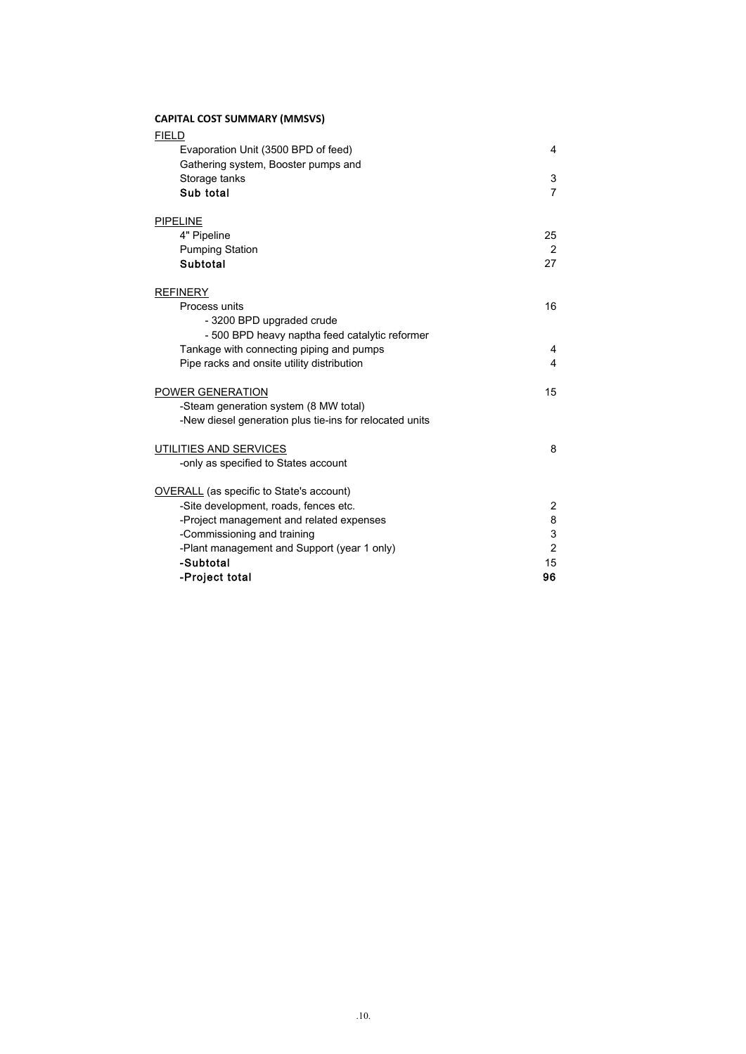**CAPITAL COST SUMMARY (MMSVS)**

| | |
|---|---|
| FIELD | |
| Evaporation Unit (3500 BPD of feed) | 4 |
| Gathering system, Booster pumps and Storage tanks | 3 |
| **Sub total** | 7 |
| PIPELINE | |
| 4" Pipeline | 25 |
| Pumping Station | 2 |
| **Subtotal** | 27 |
| REFINERY | |
| Process units | 16 |
| - 3200 BPD upgraded crude | |
| - 500 BPD heavy naptha feed catalytic reformer | |
| Tankage with connecting piping and pumps | 4 |
| Pipe racks and onsite utility distribution | 4 |
| POWER GENERATION | 15 |
| -Steam generation system (8 MW total) | |
| -New diesel generation plus tie-ins for relocated units | |
| UTILITIES AND SERVICES | 8 |
| -only as specified to States account | |
| OVERALL (as specific to State's account) | |
| -Site development, roads, fences etc. | 2 |
| -Project management and related expenses | 8 |
| -Commissioning and training | 3 |
| -Plant management and Support (year 1 only) | 2 |
| **-Subtotal** | 15 |
| **-Project total** | **96** |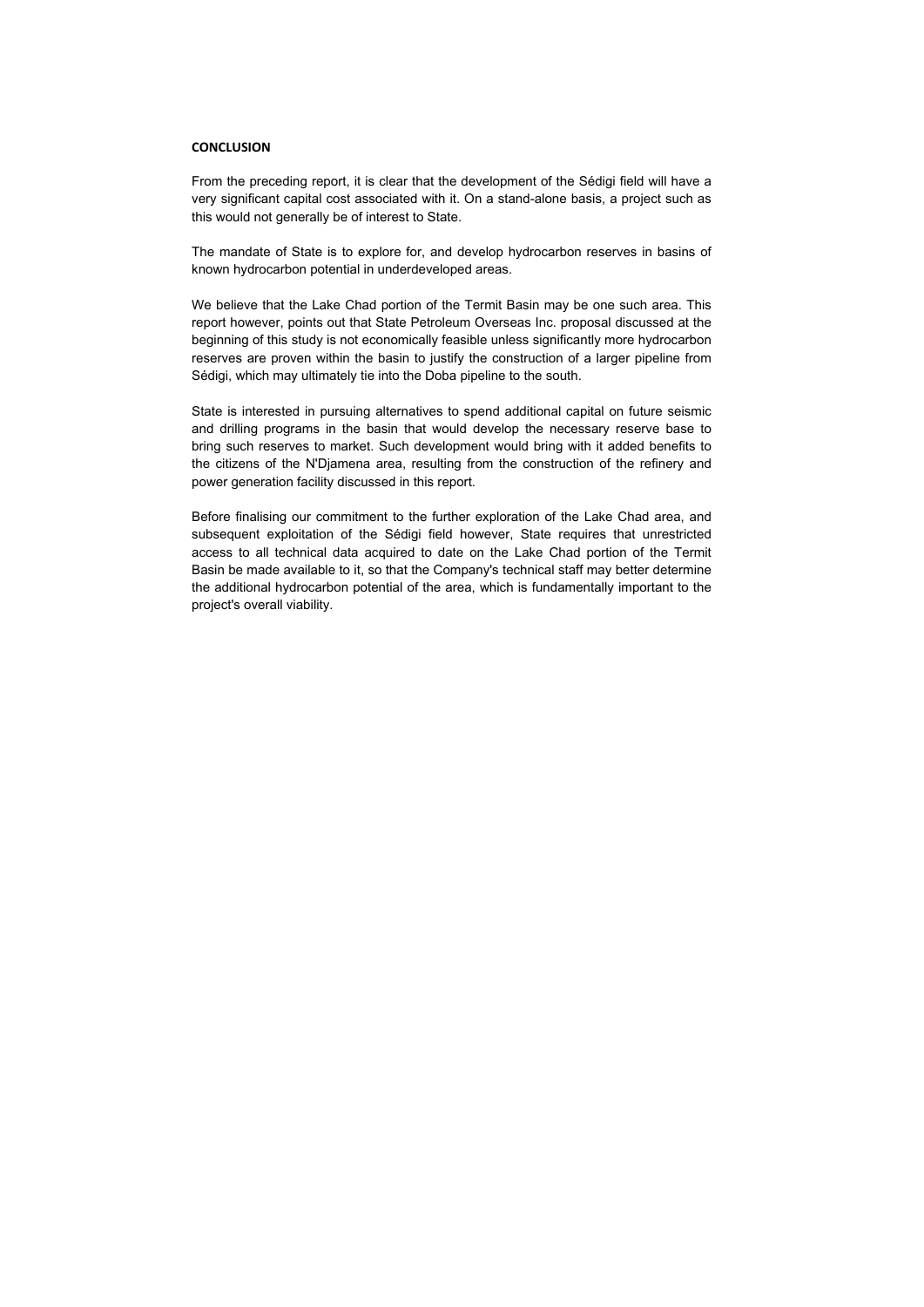**CONCLUSION**

From the preceding report, it is clear that the development of the Sédigi field will have a very significant capital cost associated with it. On a stand-alone basis, a project such as this would not generally be of interest to State.

The mandate of State is to explore for, and develop hydrocarbon reserves in basins of known hydrocarbon potential in underdeveloped areas.

We believe that the Lake Chad portion of the Termit Basin may be one such area. This report however, points out that State Petroleum Overseas Inc. proposal discussed at the beginning of this study is not economically feasible unless significantly more hydrocarbon reserves are proven within the basin to justify the construction of a larger pipeline from Sédigi, which may ultimately tie into the Doba pipeline to the south.

State is interested in pursuing alternatives to spend additional capital on future seismic and drilling programs in the basin that would develop the necessary reserve base to bring such reserves to market. Such development would bring with it added benefits to the citizens of the N'Djamena area, resulting from the construction of the refinery and power generation facility discussed in this report.

Before finalising our commitment to the further exploration of the Lake Chad area, and subsequent exploitation of the Sédigi field however, State requires that unrestricted access to all technical data acquired to date on the Lake Chad portion of the Termit Basin be made available to it, so that the Company's technical staff may better determine the additional hydrocarbon potential of the area, which is fundamentally important to the project's overall viability.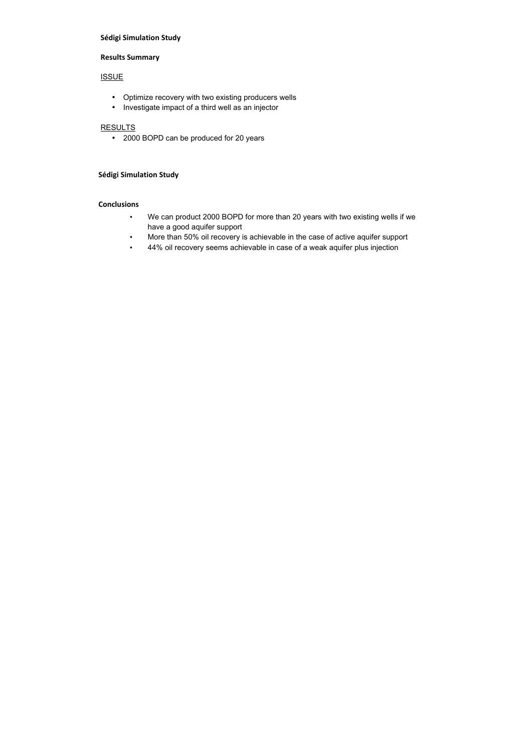**Sédigi Simulation Study**

**Results Summary**

ISSUE

- Optimize recovery with two existing producers wells
- Investigate impact of a third well as an injector

RESULTS

- 2000 BOPD can be produced for 20 years

**Sédigi Simulation Study**

**Conclusions**

- We can product 2000 BOPD for more than 20 years with two existing wells if we have a good aquifer support
- More than 50% oil recovery is achievable in the case of active aquifer support
- 44% oil recovery seems achievable in case of a weak aquifer plus injection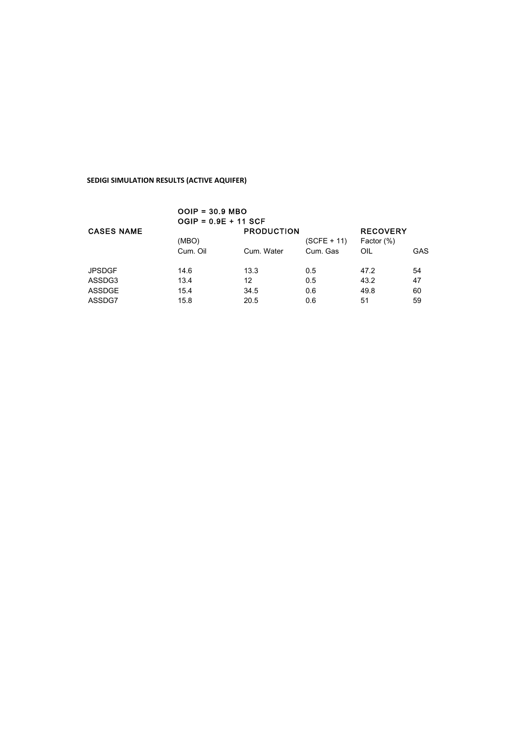**SEDIGI SIMULATION RESULTS (ACTIVE AQUIFER)**

| | OOIP = 30.9 MBO<br>OGIP = 0.9E + 11 SCF | | | | |
|---|---|---|---|---|---|
| **CASES NAME** | | **PRODUCTION** | | **RECOVERY** | |
| | (MBO) | | (SCFE + 11) | Factor (%) | |
| | Cum. Oil | Cum. Water | Cum. Gas | OIL | GAS |
| JPSDGF | 14.6 | 13.3 | 0.5 | 47.2 | 54 |
| ASSDG3 | 13.4 | 12 | 0.5 | 43.2 | 47 |
| ASSDGE | 15.4 | 34.5 | 0.6 | 49.8 | 60 |
| ASSDG7 | 15.8 | 20.5 | 0.6 | 51 | 59 |